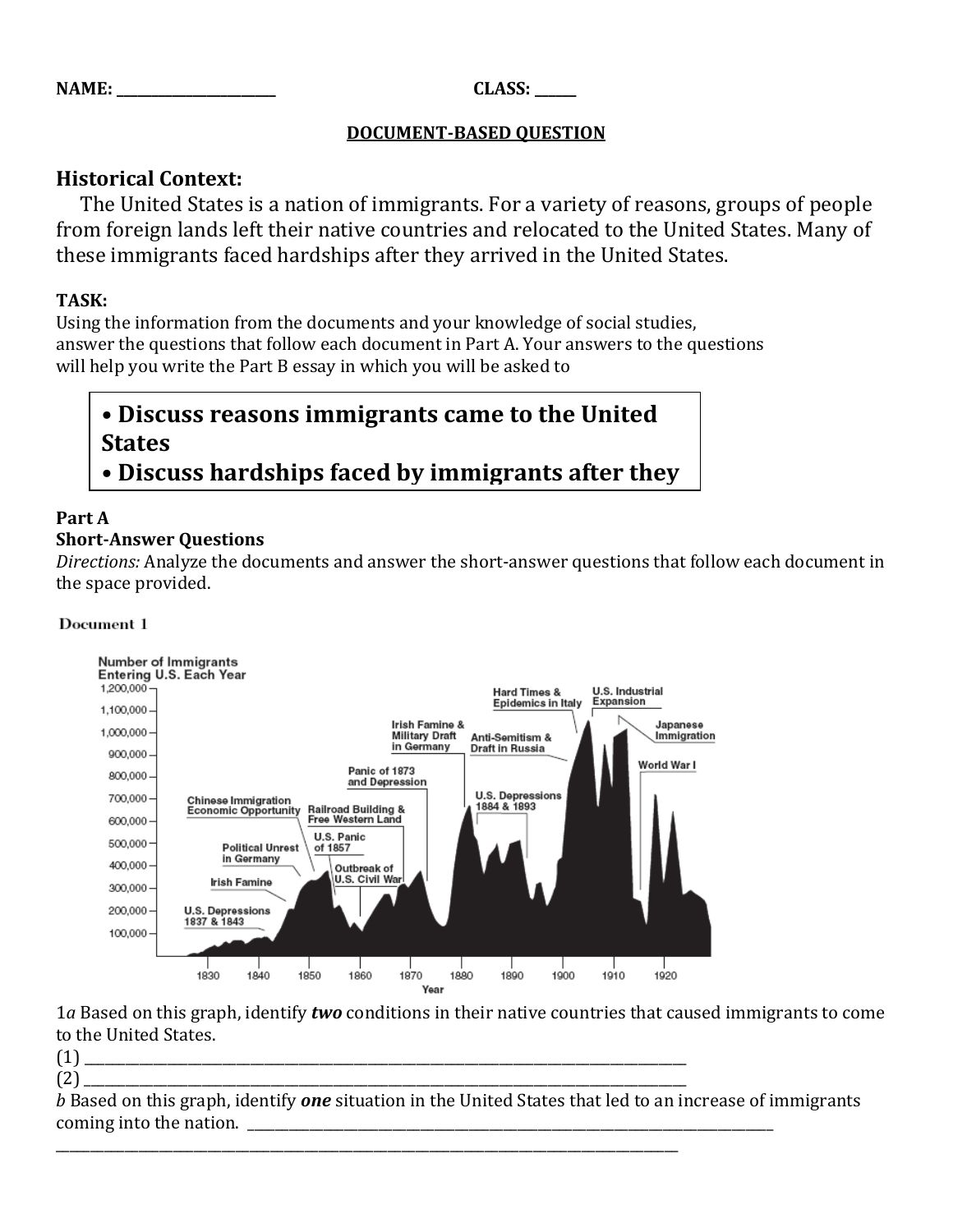NAME: ______________________ CLASS: ______

DOCUMENT-BASED QUESTION

## Historical Context:

The United States is a nation of immigrants. For a variety of reasons, groups of people from foreign lands left their native countries and relocated to the United States. Many of these immigrants faced hardships after they arrived in the United States.

**TASK:**
Using the information from the documents and your knowledge of social studies, answer the questions that follow each document in Part A. Your answers to the questions will help you write the Part B essay in which you will be asked to

> **• Discuss reasons immigrants came to the United States**
> **• Discuss hardships faced by immigrants after they**

**Part A**
**Short-Answer Questions**
*Directions:* Analyze the documents and answer the short-answer questions that follow each document in the space provided.

Document 1

Number of Immigrants Entering U.S. Each Year

(Graph: y-axis 100,000 to 1,200,000; x-axis Year, 1830 to 1920. Labels: U.S. Depressions 1837 & 1843; Irish Famine; Political Unrest in Germany; Chinese Immigration Economic Opportunity; U.S. Panic of 1857; Railroad Building & Free Western Land; Outbreak of U.S. Civil War; Panic of 1873 and Depression; Irish Famine & Military Draft in Germany; U.S. Depressions 1884 & 1893; Anti-Semitism & Draft in Russia; Hard Times & Epidemics in Italy; U.S. Industrial Expansion; Japanese Immigration; World War I)

1*a* Based on this graph, identify ***two*** conditions in their native countries that caused immigrants to come to the United States.

(1) ______________________________________________________________________________

(2) ______________________________________________________________________________

*b* Based on this graph, identify ***one*** situation in the United States that led to an increase of immigrants coming into the nation. ______________________________________________________________________________

______________________________________________________________________________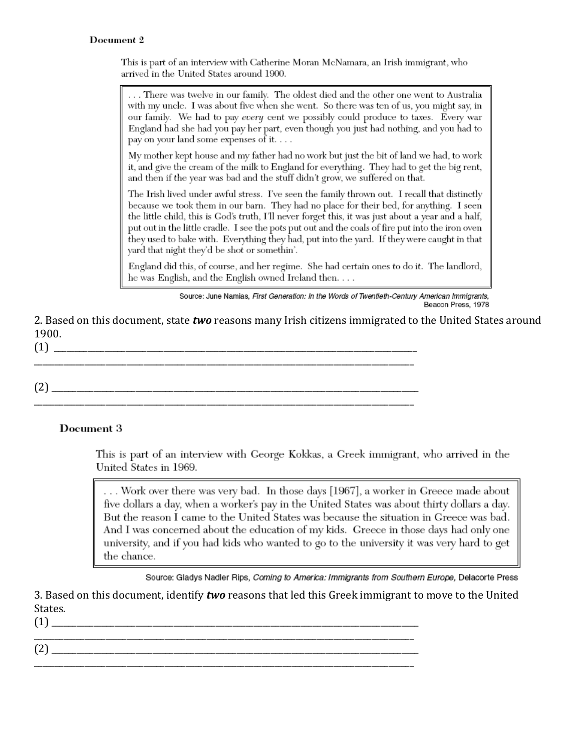### Document 2

This is part of an interview with Catherine Moran McNamara, an Irish immigrant, who arrived in the United States around 1900.

> . . . There was twelve in our family. The oldest died and the other one went to Australia with my uncle. I was about five when she went. So there was ten of us, you might say, in our family. We had to pay *every* cent we possibly could produce to taxes. Every war England had she had you pay her part, even though you just had nothing, and you had to pay on your land some expenses of it. . . .
>
> My mother kept house and my father had no work but just the bit of land we had, to work it, and give the cream of the milk to England for everything. They had to get the big rent, and then if the year was bad and the stuff didn't grow, we suffered on that.
>
> The Irish lived under awful stress. I've seen the family thrown out. I recall that distinctly because we took them in our barn. They had no place for their bed, for anything. I seen the little child, this is God's truth, I'll never forget this, it was just about a year and a half, put out in the little cradle. I see the pots put out and the coals of fire put into the iron oven they used to bake with. Everything they had, put into the yard. If they were caught in that yard that night they'd be shot or somethin'.
>
> England did this, of course, and her regime. She had certain ones to do it. The landlord, he was English, and the English owned Ireland then. . . .

Source: June Namias, *First Generation: In the Words of Twentieth-Century American Immigrants*, Beacon Press, 1978

2. Based on this document, state ***two*** reasons many Irish citizens immigrated to the United States around 1900.

(1) ______________________________________________________________________________

______________________________________________________________________________

(2) ______________________________________________________________________________

______________________________________________________________________________

### Document 3

This is part of an interview with George Kokkas, a Greek immigrant, who arrived in the United States in 1969.

> . . . Work over there was very bad. In those days [1967], a worker in Greece made about five dollars a day, when a worker's pay in the United States was about thirty dollars a day. But the reason I came to the United States was because the situation in Greece was bad. And I was concerned about the education of my kids. Greece in those days had only one university, and if you had kids who wanted to go to the university it was very hard to get the chance.

Source: Gladys Nadler Rips, *Coming to America: Immigrants from Southern Europe*, Delacorte Press

3. Based on this document, identify ***two*** reasons that led this Greek immigrant to move to the United States.

(1) ______________________________________________________________________________

______________________________________________________________________________

(2) ______________________________________________________________________________

______________________________________________________________________________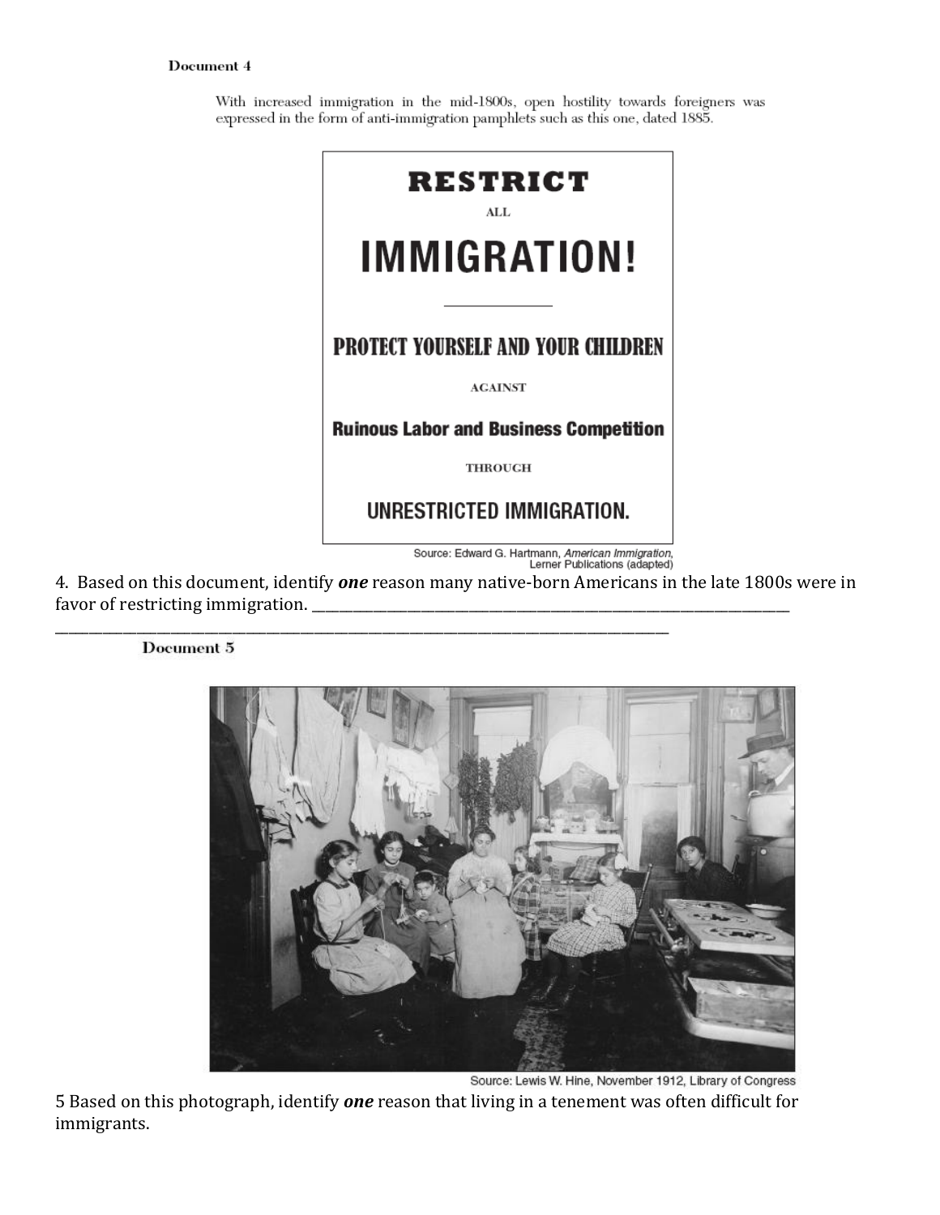**Document 4**

With increased immigration in the mid-1800s, open hostility towards foreigners was expressed in the form of anti-immigration pamphlets such as this one, dated 1885.

**RESTRICT**

ALL

**IMMIGRATION!**

**PROTECT YOURSELF AND YOUR CHILDREN**

AGAINST

**Ruinous Labor and Business Competition**

THROUGH

**UNRESTRICTED IMMIGRATION.**

Source: Edward G. Hartmann, *American Immigration*, Lerner Publications (adapted)

4. Based on this document, identify ***one*** reason many native-born Americans in the late 1800s were in favor of restricting immigration. ______________________________________________________________________

______________________________________________________________________________________

**Document 5**

Source: Lewis W. Hine, November 1912, Library of Congress

5 Based on this photograph, identify ***one*** reason that living in a tenement was often difficult for immigrants.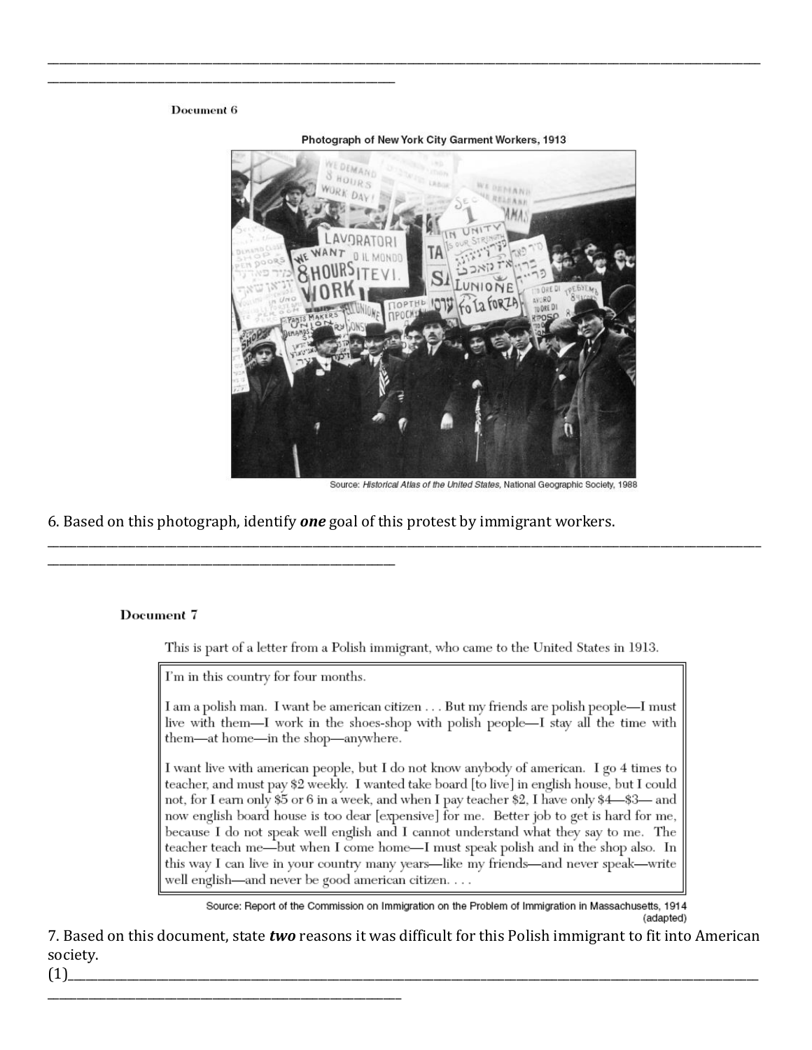\_\_\_\_\_\_\_\_\_\_\_\_\_\_\_\_\_\_\_\_\_\_\_\_\_\_\_\_\_\_\_\_\_\_\_\_\_\_\_\_\_\_\_\_\_\_\_\_\_\_\_\_\_\_\_\_\_\_\_\_\_\_\_\_\_\_\_\_\_\_\_\_\_\_\_\_\_\_\_\_\_\_\_\_\_\_\_\_\_\_\_\_\_\_\_\_\_\_\_\_\_\_

\_\_\_\_\_\_\_\_\_\_\_\_\_\_\_\_\_\_\_\_\_\_\_\_\_\_\_\_\_\_\_\_\_\_\_\_\_\_\_\_\_\_\_\_\_\_\_\_

**Document 6**

**Photograph of New York City Garment Workers, 1913**

Source: *Historical Atlas of the United States*, National Geographic Society, 1988

6. Based on this photograph, identify ***one*** goal of this protest by immigrant workers.

\_\_\_\_\_\_\_\_\_\_\_\_\_\_\_\_\_\_\_\_\_\_\_\_\_\_\_\_\_\_\_\_\_\_\_\_\_\_\_\_\_\_\_\_\_\_\_\_\_\_\_\_\_\_\_\_\_\_\_\_\_\_\_\_\_\_\_\_\_\_\_\_\_\_\_\_\_\_\_\_\_\_\_\_\_\_\_\_\_\_\_\_\_\_\_\_\_\_\_\_\_\_

\_\_\_\_\_\_\_\_\_\_\_\_\_\_\_\_\_\_\_\_\_\_\_\_\_\_\_\_\_\_\_\_\_\_\_\_\_\_\_\_\_\_\_\_\_\_\_\_

**Document 7**

This is part of a letter from a Polish immigrant, who came to the United States in 1913.

> I'm in this country for four months.
>
> I am a polish man. I want be american citizen . . . But my friends are polish people—I must live with them—I work in the shoes-shop with polish people—I stay all the time with them—at home—in the shop—anywhere.
>
> I want live with american people, but I do not know anybody of american. I go 4 times to teacher, and must pay $2 weekly. I wanted take board [to live] in english house, but I could not, for I earn only $5 or 6 in a week, and when I pay teacher $2, I have only $4—$3— and now english board house is too dear [expensive] for me. Better job to get is hard for me, because I do not speak well english and I cannot understand what they say to me. The teacher teach me—but when I come home—I must speak polish and in the shop also. In this way I can live in your country many years—like my friends—and never speak—write well english—and never be good american citizen. . . .

Source: Report of the Commission on Immigration on the Problem of Immigration in Massachusetts, 1914 (adapted)

7. Based on this document, state ***two*** reasons it was difficult for this Polish immigrant to fit into American society.

(1)\_\_\_\_\_\_\_\_\_\_\_\_\_\_\_\_\_\_\_\_\_\_\_\_\_\_\_\_\_\_\_\_\_\_\_\_\_\_\_\_\_\_\_\_\_\_\_\_\_\_\_\_\_\_\_\_\_\_\_\_\_\_\_\_\_\_\_\_\_\_\_\_\_\_\_\_\_\_\_\_\_\_\_\_\_\_\_\_\_\_\_\_\_\_\_\_\_\_\_\_

\_\_\_\_\_\_\_\_\_\_\_\_\_\_\_\_\_\_\_\_\_\_\_\_\_\_\_\_\_\_\_\_\_\_\_\_\_\_\_\_\_\_\_\_\_\_\_\_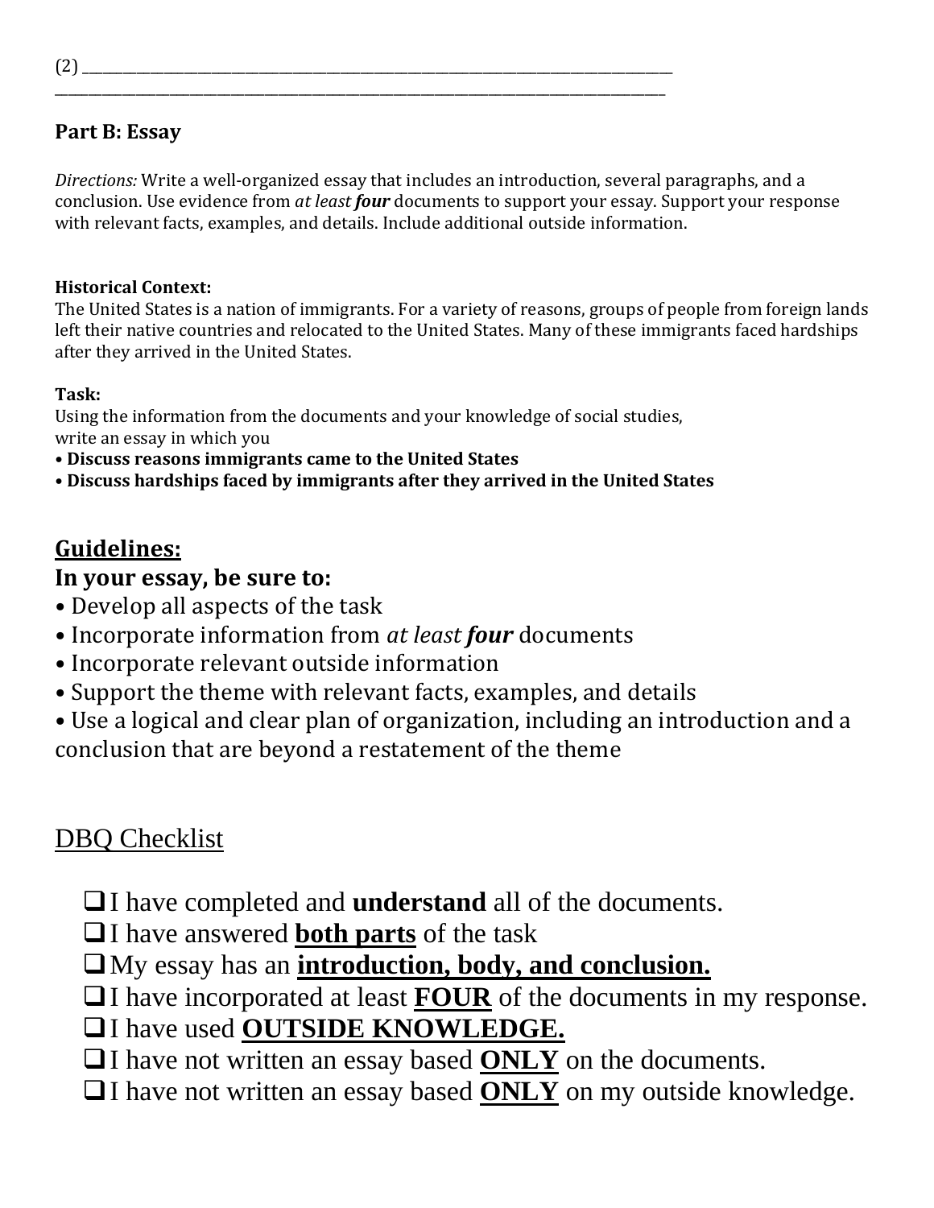(2) ________________________________________________________________________________
________________________________________________________________________________

**Part B: Essay**

*Directions:* Write a well-organized essay that includes an introduction, several paragraphs, and a conclusion. Use evidence from *at least **four*** documents to support your essay. Support your response with relevant facts, examples, and details. Include additional outside information.

**Historical Context:**
The United States is a nation of immigrants. For a variety of reasons, groups of people from foreign lands left their native countries and relocated to the United States. Many of these immigrants faced hardships after they arrived in the United States.

**Task:**
Using the information from the documents and your knowledge of social studies, write an essay in which you

- **Discuss reasons immigrants came to the United States**
- **Discuss hardships faced by immigrants after they arrived in the United States**

## Guidelines:

### In your essay, be sure to:

- Develop all aspects of the task
- Incorporate information from *at least **four*** documents
- Incorporate relevant outside information
- Support the theme with relevant facts, examples, and details
- Use a logical and clear plan of organization, including an introduction and a conclusion that are beyond a restatement of the theme

## DBQ Checklist

- ❑ I have completed and **understand** all of the documents.
- ❑ I have answered **both parts** of the task
- ❑ My essay has an **introduction, body, and conclusion.**
- ❑ I have incorporated at least **FOUR** of the documents in my response.
- ❑ I have used **OUTSIDE KNOWLEDGE.**
- ❑ I have not written an essay based **ONLY** on the documents.
- ❑ I have not written an essay based **ONLY** on my outside knowledge.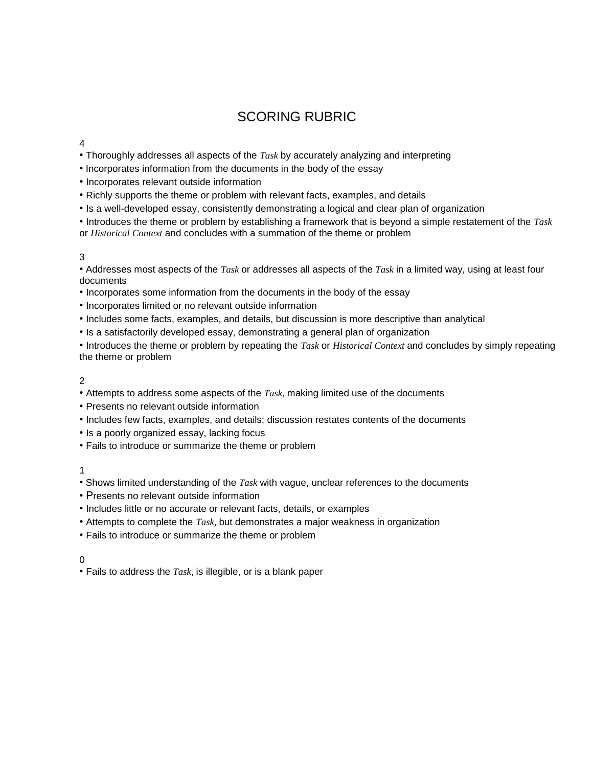# SCORING RUBRIC

4

- Thoroughly addresses all aspects of the *Task* by accurately analyzing and interpreting
- Incorporates information from the documents in the body of the essay
- Incorporates relevant outside information
- Richly supports the theme or problem with relevant facts, examples, and details
- Is a well-developed essay, consistently demonstrating a logical and clear plan of organization
- Introduces the theme or problem by establishing a framework that is beyond a simple restatement of the *Task* or *Historical Context* and concludes with a summation of the theme or problem

3

- Addresses most aspects of the *Task* or addresses all aspects of the *Task* in a limited way, using at least four documents
- Incorporates some information from the documents in the body of the essay
- Incorporates limited or no relevant outside information
- Includes some facts, examples, and details, but discussion is more descriptive than analytical
- Is a satisfactorily developed essay, demonstrating a general plan of organization
- Introduces the theme or problem by repeating the *Task* or *Historical Context* and concludes by simply repeating the theme or problem

2

- Attempts to address some aspects of the *Task,* making limited use of the documents
- Presents no relevant outside information
- Includes few facts, examples, and details; discussion restates contents of the documents
- Is a poorly organized essay, lacking focus
- Fails to introduce or summarize the theme or problem

1

- Shows limited understanding of the *Task* with vague, unclear references to the documents
- Presents no relevant outside information
- Includes little or no accurate or relevant facts, details, or examples
- Attempts to complete the *Task*, but demonstrates a major weakness in organization
- Fails to introduce or summarize the theme or problem

0

- Fails to address the *Task*, is illegible, or is a blank paper